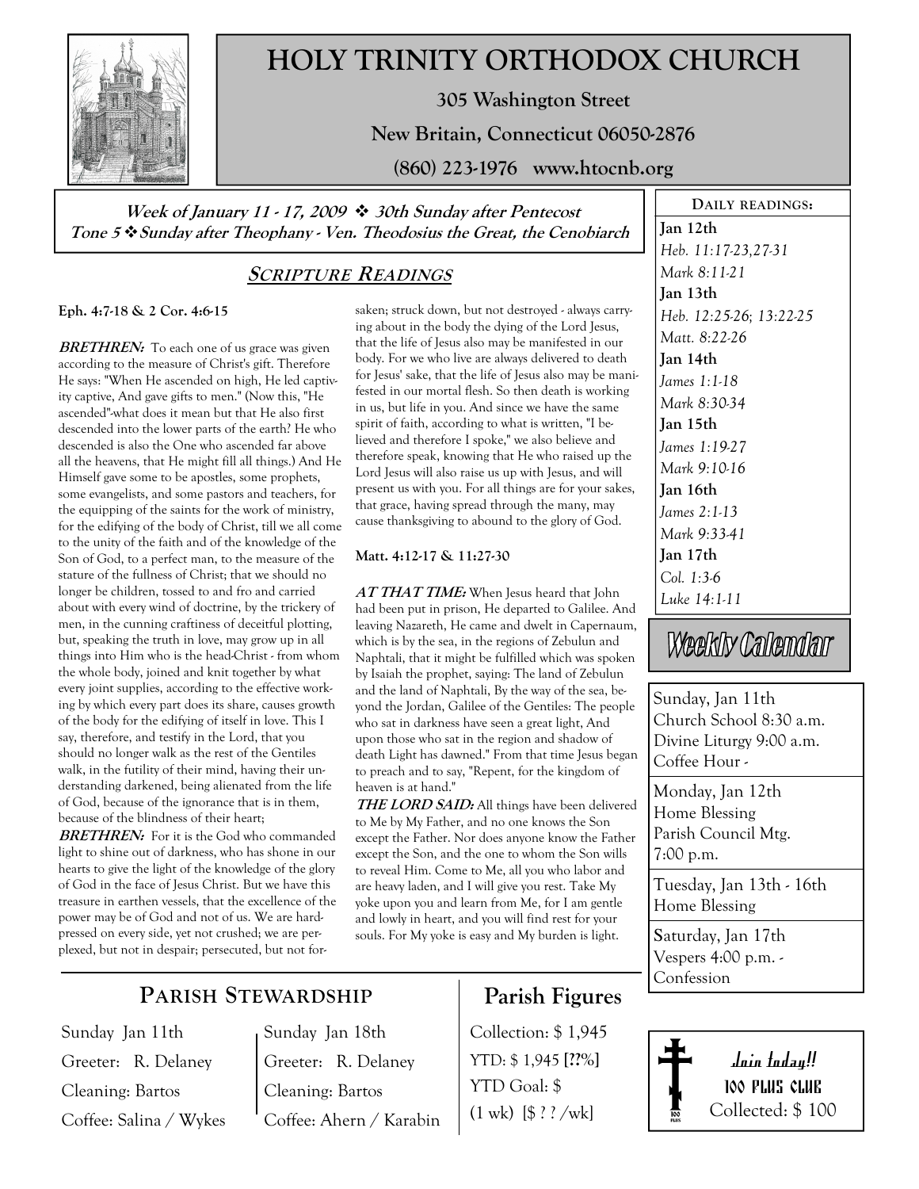# HOLY TRINITY ORTHODOX CHURCH

**305 Washington Street**

**New Britain, Connecticut 06050-2876**

**(860) 223-1976 www.htocnb.org**

***Week of January 11 - 17, 2009 ❖ 30th Sunday after Pentecost***
***Tone 5 ❖ Sunday after Theophany - Ven. Theodosius the Great, the Cenobiarch***

## *Scripture Readings*

**Eph. 4:7-18 & 2 Cor. 4:6-15**

***BRETHREN:*** To each one of us grace was given according to the measure of Christ's gift. Therefore He says: "When He ascended on high, He led captivity captive, And gave gifts to men." (Now this, "He ascended"-what does it mean but that He also first descended into the lower parts of the earth? He who descended is also the One who ascended far above all the heavens, that He might fill all things.) And He Himself gave some to be apostles, some prophets, some evangelists, and some pastors and teachers, for the equipping of the saints for the work of ministry, for the edifying of the body of Christ, till we all come to the unity of the faith and of the knowledge of the Son of God, to a perfect man, to the measure of the stature of the fullness of Christ; that we should no longer be children, tossed to and fro and carried about with every wind of doctrine, by the trickery of men, in the cunning craftiness of deceitful plotting, but, speaking the truth in love, may grow up in all things into Him who is the head-Christ - from whom the whole body, joined and knit together by what every joint supplies, according to the effective working by which every part does its share, causes growth of the body for the edifying of itself in love. This I say, therefore, and testify in the Lord, that you should no longer walk as the rest of the Gentiles walk, in the futility of their mind, having their understanding darkened, being alienated from the life of God, because of the ignorance that is in them, because of the blindness of their heart;

***BRETHREN:*** For it is the God who commanded light to shine out of darkness, who has shone in our hearts to give the light of the knowledge of the glory of God in the face of Jesus Christ. But we have this treasure in earthen vessels, that the excellence of the power may be of God and not of us. We are hard-pressed on every side, yet not crushed; we are perplexed, but not in despair; persecuted, but not forsaken; struck down, but not destroyed - always carrying about in the body the dying of the Lord Jesus, that the life of Jesus also may be manifested in our body. For we who live are always delivered to death for Jesus' sake, that the life of Jesus also may be manifested in our mortal flesh. So then death is working in us, but life in you. And since we have the same spirit of faith, according to what is written, "I believed and therefore I spoke," we also believe and therefore speak, knowing that He who raised up the Lord Jesus will also raise us up with Jesus, and will present us with you. For all things are for your sakes, that grace, having spread through the many, may cause thanksgiving to abound to the glory of God.

**Matt. 4:12-17 & 11:27-30**

***AT THAT TIME:*** When Jesus heard that John had been put in prison, He departed to Galilee. And leaving Nazareth, He came and dwelt in Capernaum, which is by the sea, in the regions of Zebulun and Naphtali, that it might be fulfilled which was spoken by Isaiah the prophet, saying: The land of Zebulun and the land of Naphtali, By the way of the sea, beyond the Jordan, Galilee of the Gentiles: The people who sat in darkness have seen a great light, And upon those who sat in the region and shadow of death Light has dawned." From that time Jesus began to preach and to say, "Repent, for the kingdom of heaven is at hand."

***THE LORD SAID:*** All things have been delivered to Me by My Father, and no one knows the Son except the Father. Nor does anyone know the Father except the Son, and the one to whom the Son wills to reveal Him. Come to Me, all you who labor and are heavy laden, and I will give you rest. Take My yoke upon you and learn from Me, for I am gentle and lowly in heart, and you will find rest for your souls. For My yoke is easy and My burden is light.

## Daily Readings:

**Jan 12th**
*Heb. 11:17-23,27-31*
*Mark 8:11-21*

**Jan 13th**
*Heb. 12:25-26; 13:22-25*
*Matt. 8:22-26*

**Jan 14th**
*James 1:1-18*
*Mark 8:30-34*

**Jan 15th**
*James 1:19-27*
*Mark 9:10-16*

**Jan 16th**
*James 2:1-13*
*Mark 9:33-41*

**Jan 17th**
*Col. 1:3-6*
*Luke 14:1-11*

## Weekly Calendar

Sunday, Jan 11th
Church School 8:30 a.m.
Divine Liturgy 9:00 a.m.
Coffee Hour -

Monday, Jan 12th
Home Blessing
Parish Council Mtg.
7:00 p.m.

Tuesday, Jan 13th - 16th
Home Blessing

Saturday, Jan 17th
Vespers 4:00 p.m. -
Confession

## Parish Stewardship

| Sunday Jan 11th | Sunday Jan 18th |
|---|---|
| Greeter: R. Delaney | Greeter: R. Delaney |
| Cleaning: Bartos | Cleaning: Bartos |
| Coffee: Salina / Wykes | Coffee: Ahern / Karabin |

## Parish Figures

Collection: $ 1,945
YTD: $ 1,945 [**??**%]
YTD Goal: $
(1 wk) [$ ? ? /wk]

*Join today!!*
**100 PLUS CLUB**
Collected: $ 100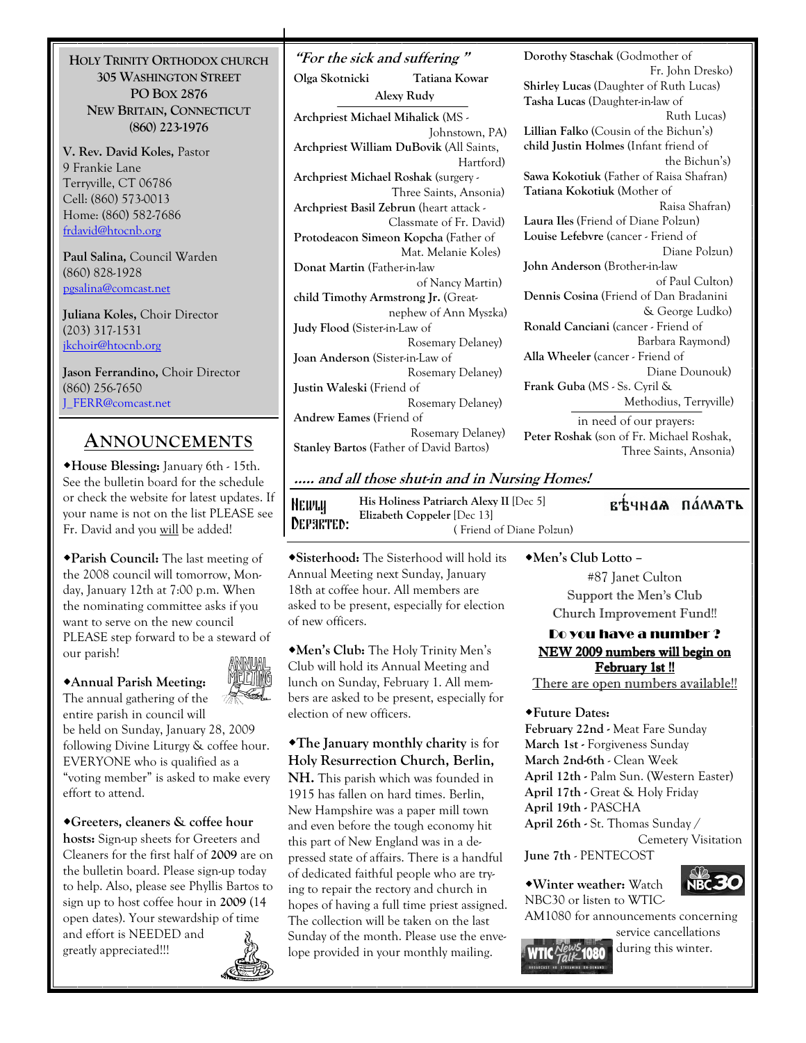**HOLY TRINITY ORTHODOX CHURCH**
**305 WASHINGTON STREET**
**PO BOX 2876**
**NEW BRITAIN, CONNECTICUT**
**(860) 223-1976**

**V. Rev. David Koles,** Pastor
9 Frankie Lane
Terryville, CT 06786
Cell: (860) 573-0013
Home: (860) 582-7686
frdavid@htocnb.org

**Paul Salina,** Council Warden
(860) 828-1928
pgsalina@comcast.net

**Juliana Koles,** Choir Director
(203) 317-1531
jkchoir@htocnb.org

**Jason Ferrandino,** Choir Director
(860) 256-7650
J_FERR@comcast.net

## ANNOUNCEMENTS

◆**House Blessing:** January 6th - 15th. See the bulletin board for the schedule or check the website for latest updates. If your name is not on the list PLEASE see Fr. David and you will be added!

◆**Parish Council:** The last meeting of the 2008 council will tomorrow, Monday, January 12th at 7:00 p.m. When the nominating committee asks if you want to serve on the new council PLEASE step forward to be a steward of our parish!

◆**Annual Parish Meeting:** The annual gathering of the entire parish in council will be held on Sunday, January 28, 2009 following Divine Liturgy & coffee hour. EVERYONE who is qualified as a "voting member" is asked to make every effort to attend.

◆**Greeters, cleaners & coffee hour hosts:** Sign-up sheets for Greeters and Cleaners for the first half of 2009 are on the bulletin board. Please sign-up today to help. Also, please see Phyllis Bartos to sign up to host coffee hour in 2009 (14 open dates). Your stewardship of time and effort is NEEDED and greatly appreciated!!!

### *"For the sick and suffering"*

**Olga Skotnicki**
**Tatiana Kowar**
**Alexy Rudy**
**Archpriest Michael Mihalick** (MS - Johnstown, PA)
**Archpriest William DuBovik** (All Saints, Hartford)
**Archpriest Michael Roshak** (surgery - Three Saints, Ansonia)
**Archpriest Basil Zebrun** (heart attack - Classmate of Fr. David)
**Protodeacon Simeon Kopcha** (Father of Mat. Melanie Koles)
**Donat Martin** (Father-in-law of Nancy Martin)
**child Timothy Armstrong Jr.** (Great-nephew of Ann Myszka)
**Judy Flood** (Sister-in-Law of Rosemary Delaney)
**Joan Anderson** (Sister-in-Law of Rosemary Delaney)
**Justin Waleski** (Friend of Rosemary Delaney)
**Andrew Eames** (Friend of Rosemary Delaney)
**Stanley Bartos** (Father of David Bartos)
**Dorothy Staschak** (Godmother of Fr. John Dresko)
**Shirley Lucas** (Daughter of Ruth Lucas)
**Tasha Lucas** (Daughter-in-law of Ruth Lucas)
**Lillian Falko** (Cousin of the Bichun's)
**child Justin Holmes** (Infant friend of the Bichun's)
**Sawa Kokotiuk** (Father of Raisa Shafran)
**Tatiana Kokotiuk** (Mother of Raisa Shafran)
**Laura Iles** (Friend of Diane Polzun)
**Louise Lefebvre** (cancer - Friend of Diane Polzun)
**John Anderson** (Brother-in-law of Paul Culton)
**Dennis Cosina** (Friend of Dan Bradanini & George Ludko)
**Ronald Canciani** (cancer - Friend of Barbara Raymond)
**Alla Wheeler** (cancer - Friend of Diane Dounouk)
**Frank Guba** (MS - Ss. Cyril & Methodius, Terryville)

in need of our prayers:
**Peter Roshak** (son of Fr. Michael Roshak, Three Saints, Ansonia)

*..... and all those shut-in and in Nursing Homes!*

**NEWLY DEPARTED:**
**His Holiness Patriarch Alexy II** [Dec 5]
**Elizabeth Coppeler** [Dec 13] (Friend of Diane Polzun)

ВѢЧНАѦ ПА́МѦТЬ

◆**Sisterhood:** The Sisterhood will hold its Annual Meeting next Sunday, January 18th at coffee hour. All members are asked to be present, especially for election of new officers.

◆**Men's Club:** The Holy Trinity Men's Club will hold its Annual Meeting and lunch on Sunday, February 1. All members are asked to be present, especially for election of new officers.

◆**The January monthly charity** is for **Holy Resurrection Church, Berlin, NH.** This parish which was founded in 1915 has fallen on hard times. Berlin, New Hampshire was a paper mill town and even before the tough economy hit this part of New England was in a depressed state of affairs. There is a handful of dedicated faithful people who are trying to repair the rectory and church in hopes of having a full time priest assigned. The collection will be taken on the last Sunday of the month. Please use the envelope provided in your monthly mailing.

◆**Men's Club Lotto –**
#87 Janet Culton
Support the Men's Club
Church Improvement Fund!!

**Do you have a number ?**
**NEW 2009 numbers will begin on February 1st !!**
There are open numbers available!!

◆**Future Dates:**
**February 22nd -** Meat Fare Sunday
**March 1st -** Forgiveness Sunday
**March 2nd-6th -** Clean Week
**April 12th -** Palm Sun. (Western Easter)
**April 17th -** Great & Holy Friday
**April 19th -** PASCHA
**April 26th -** St. Thomas Sunday / Cemetery Visitation
**June 7th -** PENTECOST

◆**Winter weather:** Watch NBC30 or listen to WTIC-AM1080 for announcements concerning service cancellations during this winter.